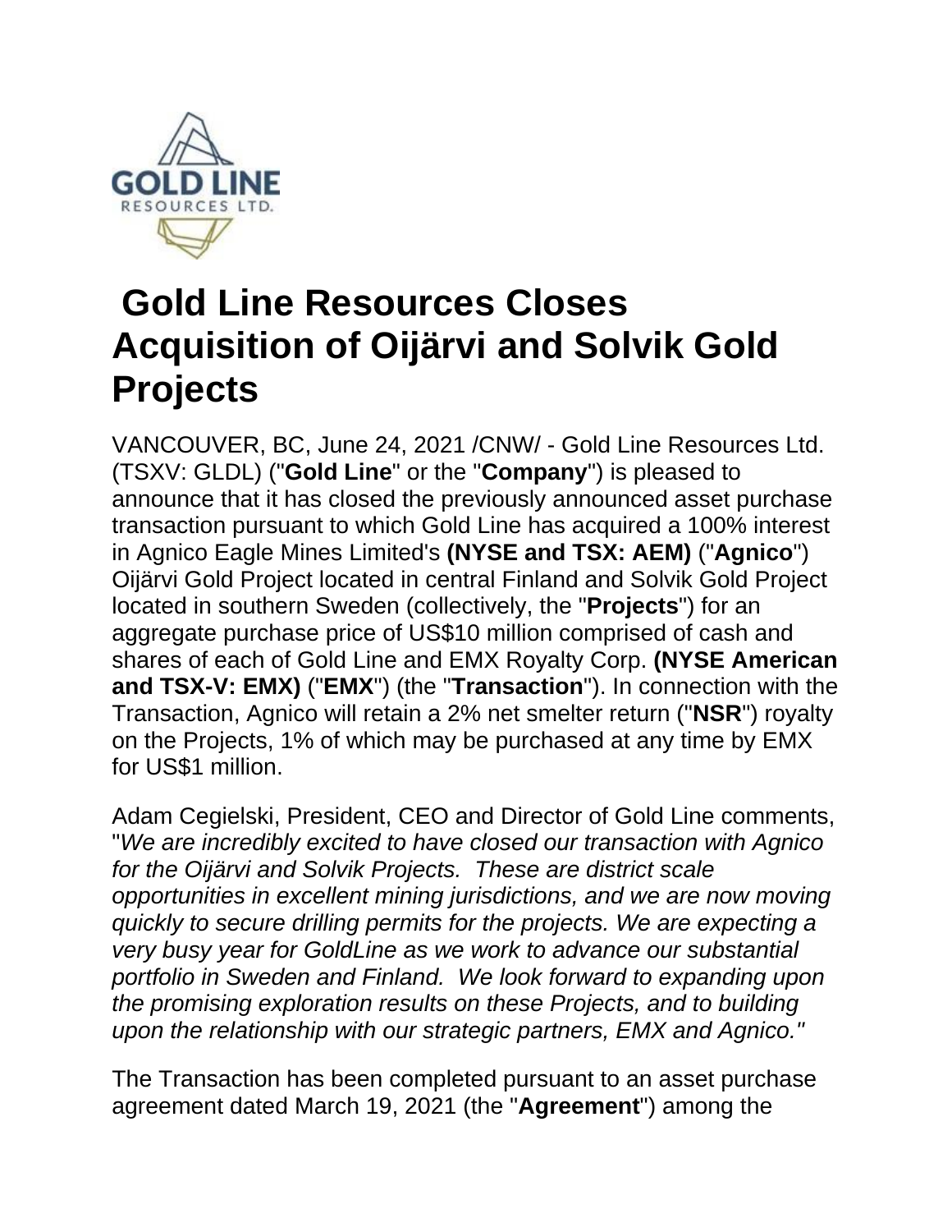# Gold Line Resources Closes Acquisition of Oijärvi and Solvik Gold Projects

VANCOUVER, BC, June 24, 2021 /CNW/ - Gold Line Resources Ltd. (TSXV: GLDL) ("**Gold Line**" or the "**Company**") is pleased to announce that it has closed the previously announced asset purchase transaction pursuant to which Gold Line has acquired a 100% interest in Agnico Eagle Mines Limited's **(NYSE and TSX: AEM)** ("**Agnico**") Oijärvi Gold Project located in central Finland and Solvik Gold Project located in southern Sweden (collectively, the "**Projects**") for an aggregate purchase price of US$10 million comprised of cash and shares of each of Gold Line and EMX Royalty Corp. **(NYSE American and TSX-V: EMX)** ("**EMX**") (the "**Transaction**"). In connection with the Transaction, Agnico will retain a 2% net smelter return ("**NSR**") royalty on the Projects, 1% of which may be purchased at any time by EMX for US$1 million.

Adam Cegielski, President, CEO and Director of Gold Line comments, "*We are incredibly excited to have closed our transaction with Agnico for the Oijärvi and Solvik Projects. These are district scale opportunities in excellent mining jurisdictions, and we are now moving quickly to secure drilling permits for the projects. We are expecting a very busy year for GoldLine as we work to advance our substantial portfolio in Sweden and Finland. We look forward to expanding upon the promising exploration results on these Projects, and to building upon the relationship with our strategic partners, EMX and Agnico.*"

The Transaction has been completed pursuant to an asset purchase agreement dated March 19, 2021 (the "**Agreement**") among the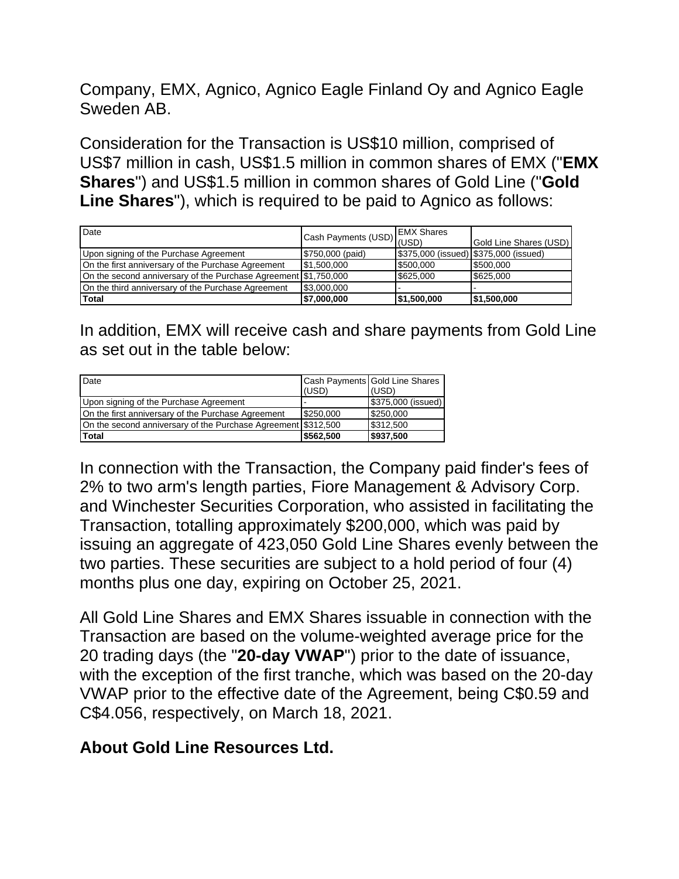Company, EMX, Agnico, Agnico Eagle Finland Oy and Agnico Eagle Sweden AB.

Consideration for the Transaction is US$10 million, comprised of US$7 million in cash, US$1.5 million in common shares of EMX ("**EMX Shares**") and US$1.5 million in common shares of Gold Line ("**Gold Line Shares**"), which is required to be paid to Agnico as follows:

| Date | Cash Payments (USD) | EMX Shares (USD) | Gold Line Shares (USD) |
|---|---|---|---|
| Upon signing of the Purchase Agreement | $750,000 (paid) | $375,000 (issued) | $375,000 (issued) |
| On the first anniversary of the Purchase Agreement | $1,500,000 | $500,000 | $500,000 |
| On the second anniversary of the Purchase Agreement | $1,750,000 | $625,000 | $625,000 |
| On the third anniversary of the Purchase Agreement | $3,000,000 | - | - |
| **Total** | **$7,000,000** | **$1,500,000** | **$1,500,000** |

In addition, EMX will receive cash and share payments from Gold Line as set out in the table below:

| Date | Cash Payments (USD) | Gold Line Shares (USD) |
|---|---|---|
| Upon signing of the Purchase Agreement | - | $375,000 (issued) |
| On the first anniversary of the Purchase Agreement | $250,000 | $250,000 |
| On the second anniversary of the Purchase Agreement | $312,500 | $312,500 |
| **Total** | **$562,500** | **$937,500** |

In connection with the Transaction, the Company paid finder's fees of 2% to two arm's length parties, Fiore Management & Advisory Corp. and Winchester Securities Corporation, who assisted in facilitating the Transaction, totalling approximately $200,000, which was paid by issuing an aggregate of 423,050 Gold Line Shares evenly between the two parties. These securities are subject to a hold period of four (4) months plus one day, expiring on October 25, 2021.

All Gold Line Shares and EMX Shares issuable in connection with the Transaction are based on the volume-weighted average price for the 20 trading days (the "**20-day VWAP**") prior to the date of issuance, with the exception of the first tranche, which was based on the 20-day VWAP prior to the effective date of the Agreement, being C$0.59 and C$4.056, respectively, on March 18, 2021.

**About Gold Line Resources Ltd.**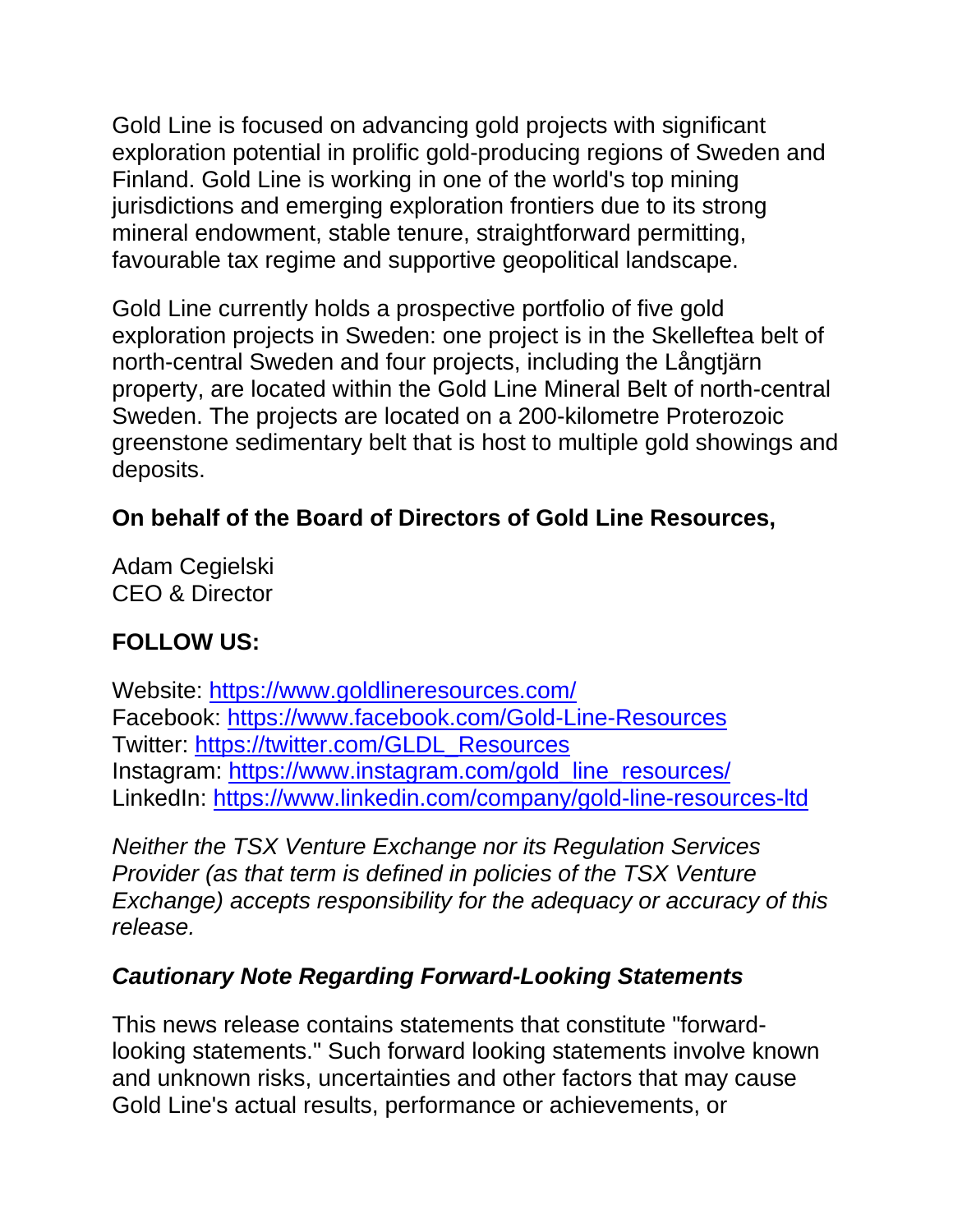Gold Line is focused on advancing gold projects with significant exploration potential in prolific gold-producing regions of Sweden and Finland. Gold Line is working in one of the world's top mining jurisdictions and emerging exploration frontiers due to its strong mineral endowment, stable tenure, straightforward permitting, favourable tax regime and supportive geopolitical landscape.

Gold Line currently holds a prospective portfolio of five gold exploration projects in Sweden: one project is in the Skelleftea belt of north-central Sweden and four projects, including the Långtjärn property, are located within the Gold Line Mineral Belt of north-central Sweden. The projects are located on a 200-kilometre Proterozoic greenstone sedimentary belt that is host to multiple gold showings and deposits.

**On behalf of the Board of Directors of Gold Line Resources,**

Adam Cegielski
CEO & Director

**FOLLOW US:**

Website: https://www.goldlineresources.com/
Facebook: https://www.facebook.com/Gold-Line-Resources
Twitter: https://twitter.com/GLDL_Resources
Instagram: https://www.instagram.com/gold_line_resources/
LinkedIn: https://www.linkedin.com/company/gold-line-resources-ltd

*Neither the TSX Venture Exchange nor its Regulation Services Provider (as that term is defined in policies of the TSX Venture Exchange) accepts responsibility for the adequacy or accuracy of this release.*

***Cautionary Note Regarding Forward-Looking Statements***

This news release contains statements that constitute "forward-looking statements." Such forward looking statements involve known and unknown risks, uncertainties and other factors that may cause Gold Line's actual results, performance or achievements, or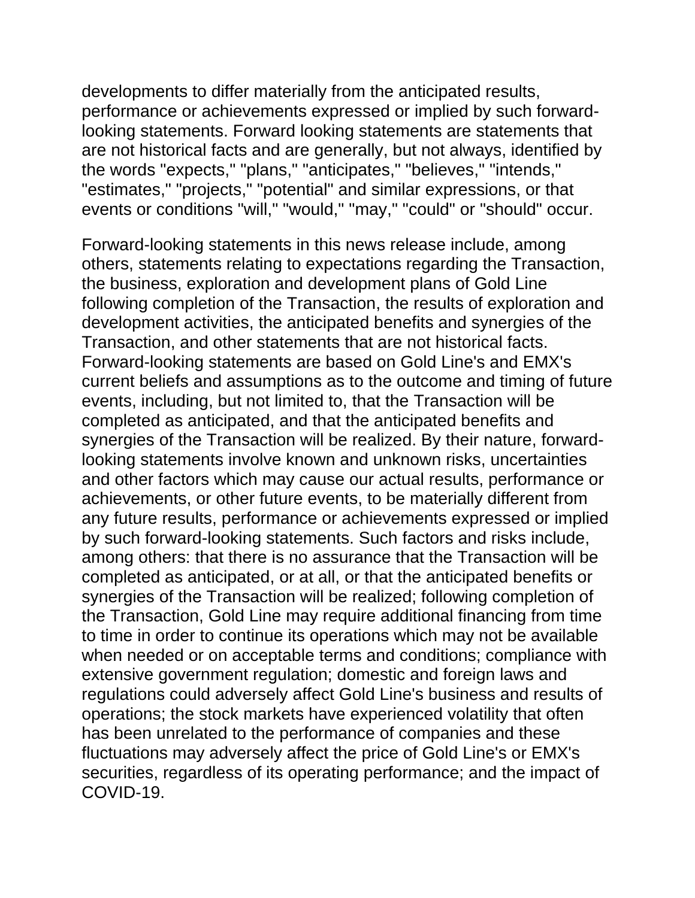developments to differ materially from the anticipated results, performance or achievements expressed or implied by such forward-looking statements. Forward looking statements are statements that are not historical facts and are generally, but not always, identified by the words "expects," "plans," "anticipates," "believes," "intends," "estimates," "projects," "potential" and similar expressions, or that events or conditions "will," "would," "may," "could" or "should" occur.

Forward-looking statements in this news release include, among others, statements relating to expectations regarding the Transaction, the business, exploration and development plans of Gold Line following completion of the Transaction, the results of exploration and development activities, the anticipated benefits and synergies of the Transaction, and other statements that are not historical facts. Forward-looking statements are based on Gold Line's and EMX's current beliefs and assumptions as to the outcome and timing of future events, including, but not limited to, that the Transaction will be completed as anticipated, and that the anticipated benefits and synergies of the Transaction will be realized. By their nature, forward-looking statements involve known and unknown risks, uncertainties and other factors which may cause our actual results, performance or achievements, or other future events, to be materially different from any future results, performance or achievements expressed or implied by such forward-looking statements. Such factors and risks include, among others: that there is no assurance that the Transaction will be completed as anticipated, or at all, or that the anticipated benefits or synergies of the Transaction will be realized; following completion of the Transaction, Gold Line may require additional financing from time to time in order to continue its operations which may not be available when needed or on acceptable terms and conditions; compliance with extensive government regulation; domestic and foreign laws and regulations could adversely affect Gold Line's business and results of operations; the stock markets have experienced volatility that often has been unrelated to the performance of companies and these fluctuations may adversely affect the price of Gold Line's or EMX's securities, regardless of its operating performance; and the impact of COVID-19.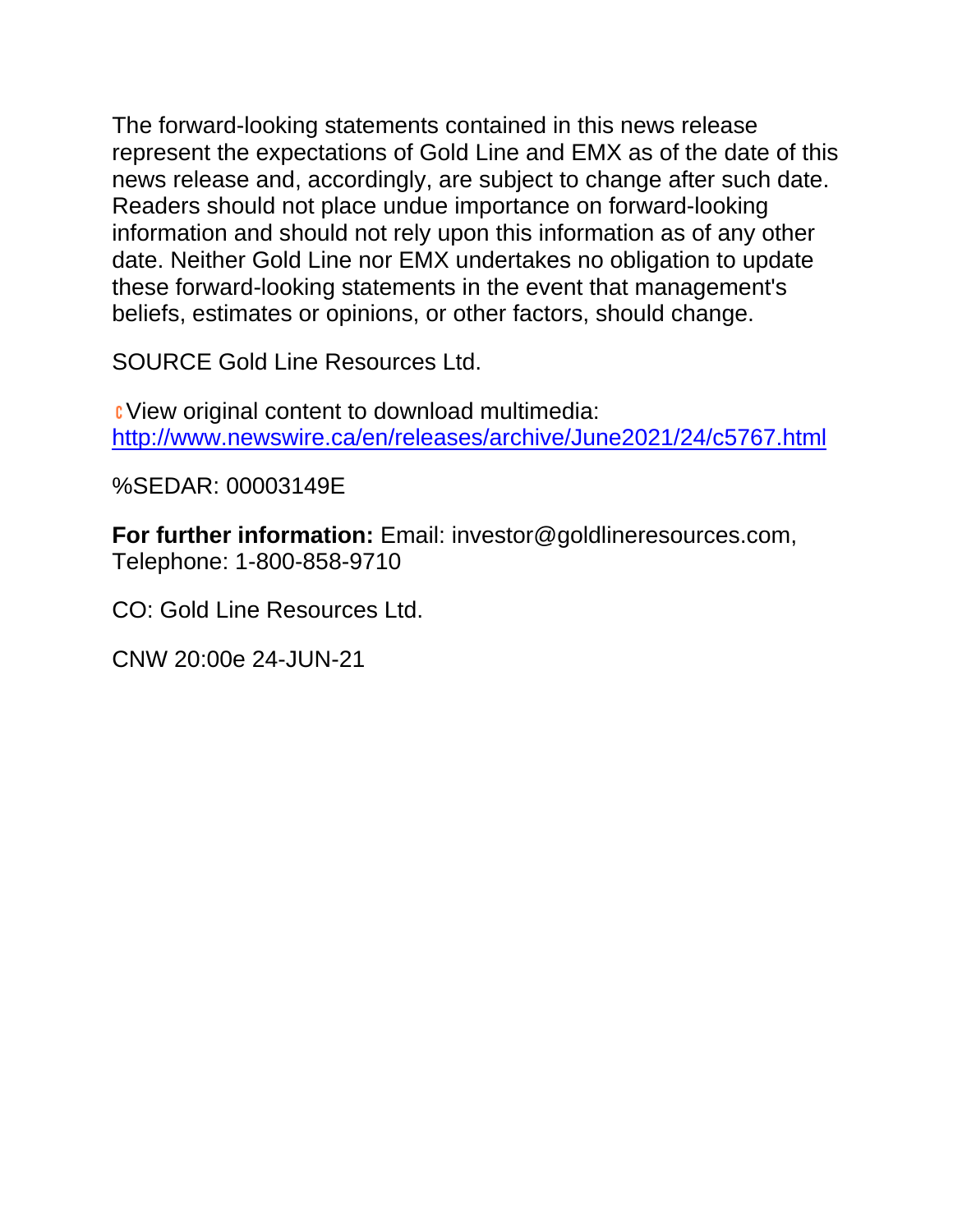The forward-looking statements contained in this news release represent the expectations of Gold Line and EMX as of the date of this news release and, accordingly, are subject to change after such date. Readers should not place undue importance on forward-looking information and should not rely upon this information as of any other date. Neither Gold Line nor EMX undertakes no obligation to update these forward-looking statements in the event that management's beliefs, estimates or opinions, or other factors, should change.

SOURCE Gold Line Resources Ltd.

View original content to download multimedia: http://www.newswire.ca/en/releases/archive/June2021/24/c5767.html

%SEDAR: 00003149E

**For further information:** Email: investor@goldlineresources.com, Telephone: 1-800-858-9710

CO: Gold Line Resources Ltd.

CNW 20:00e 24-JUN-21